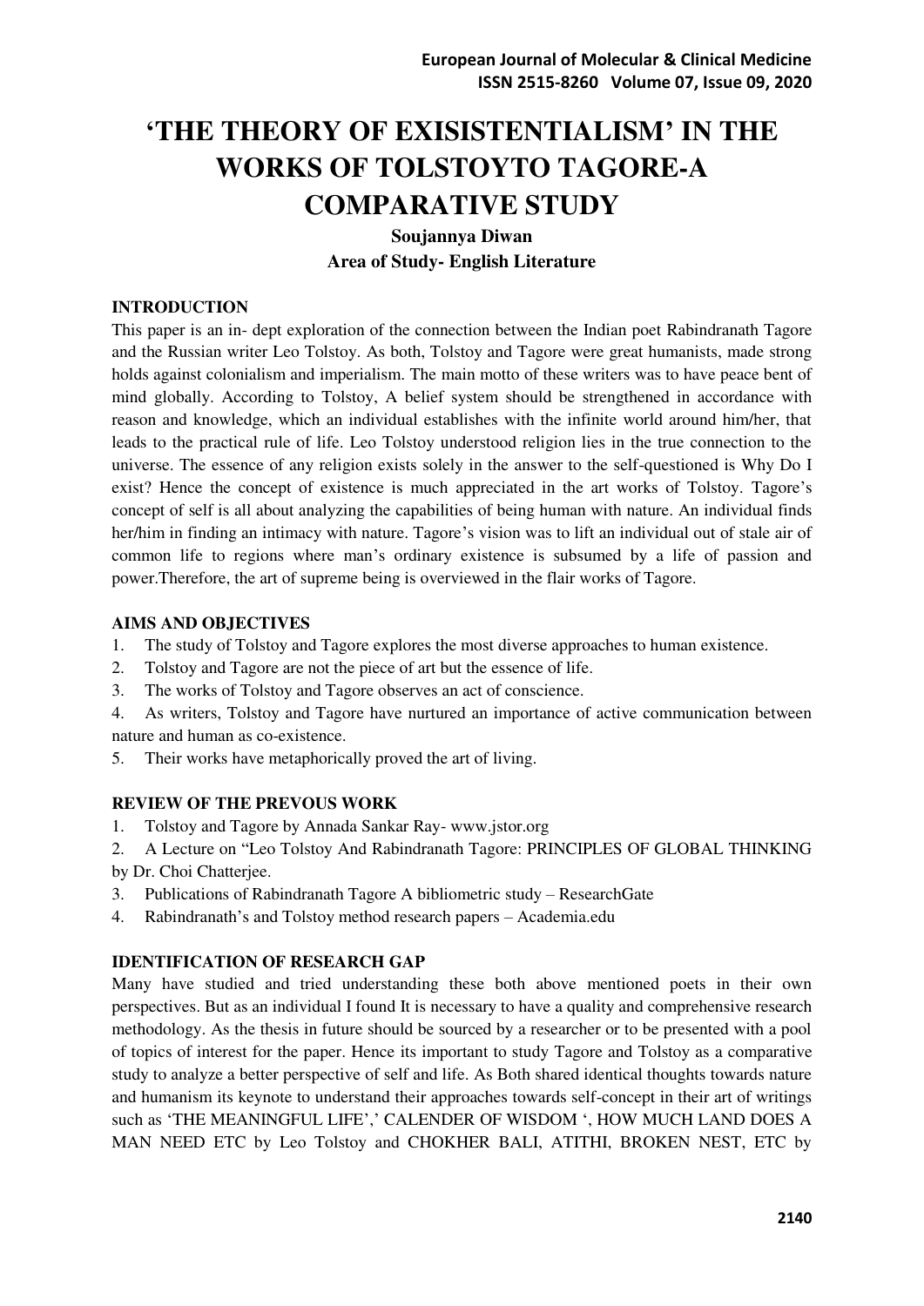# 'THE THEORY OF EXISISTENTIALISM' IN THE WORKS OF TOLSTOYTO TAGORE-A COMPARATIVE STUDY

**Soujannya Diwan**

**Area of Study- English Literature**

## INTRODUCTION

This paper is an in- dept exploration of the connection between the Indian poet Rabindranath Tagore and the Russian writer Leo Tolstoy. As both, Tolstoy and Tagore were great humanists, made strong holds against colonialism and imperialism. The main motto of these writers was to have peace bent of mind globally. According to Tolstoy, A belief system should be strengthened in accordance with reason and knowledge, which an individual establishes with the infinite world around him/her, that leads to the practical rule of life. Leo Tolstoy understood religion lies in the true connection to the universe. The essence of any religion exists solely in the answer to the self-questioned is Why Do I exist? Hence the concept of existence is much appreciated in the art works of Tolstoy. Tagore's concept of self is all about analyzing the capabilities of being human with nature. An individual finds her/him in finding an intimacy with nature. Tagore's vision was to lift an individual out of stale air of common life to regions where man's ordinary existence is subsumed by a life of passion and power.Therefore, the art of supreme being is overviewed in the flair works of Tagore.

## AIMS AND OBJECTIVES

1. The study of Tolstoy and Tagore explores the most diverse approaches to human existence.
2. Tolstoy and Tagore are not the piece of art but the essence of life.
3. The works of Tolstoy and Tagore observes an act of conscience.
4. As writers, Tolstoy and Tagore have nurtured an importance of active communication between nature and human as co-existence.
5. Their works have metaphorically proved the art of living.

## REVIEW OF THE PREVOUS WORK

1. Tolstoy and Tagore by Annada Sankar Ray- www.jstor.org
2. A Lecture on "Leo Tolstoy And Rabindranath Tagore: PRINCIPLES OF GLOBAL THINKING by Dr. Choi Chatterjee.
3. Publications of Rabindranath Tagore A bibliometric study – ResearchGate
4. Rabindranath's and Tolstoy method research papers – Academia.edu

## IDENTIFICATION OF RESEARCH GAP

Many have studied and tried understanding these both above mentioned poets in their own perspectives. But as an individual I found It is necessary to have a quality and comprehensive research methodology. As the thesis in future should be sourced by a researcher or to be presented with a pool of topics of interest for the paper. Hence its important to study Tagore and Tolstoy as a comparative study to analyze a better perspective of self and life. As Both shared identical thoughts towards nature and humanism its keynote to understand their approaches towards self-concept in their art of writings such as 'THE MEANINGFUL LIFE',' CALENDER OF WISDOM ', HOW MUCH LAND DOES A MAN NEED ETC by Leo Tolstoy and CHOKHER BALI, ATITHI, BROKEN NEST, ETC by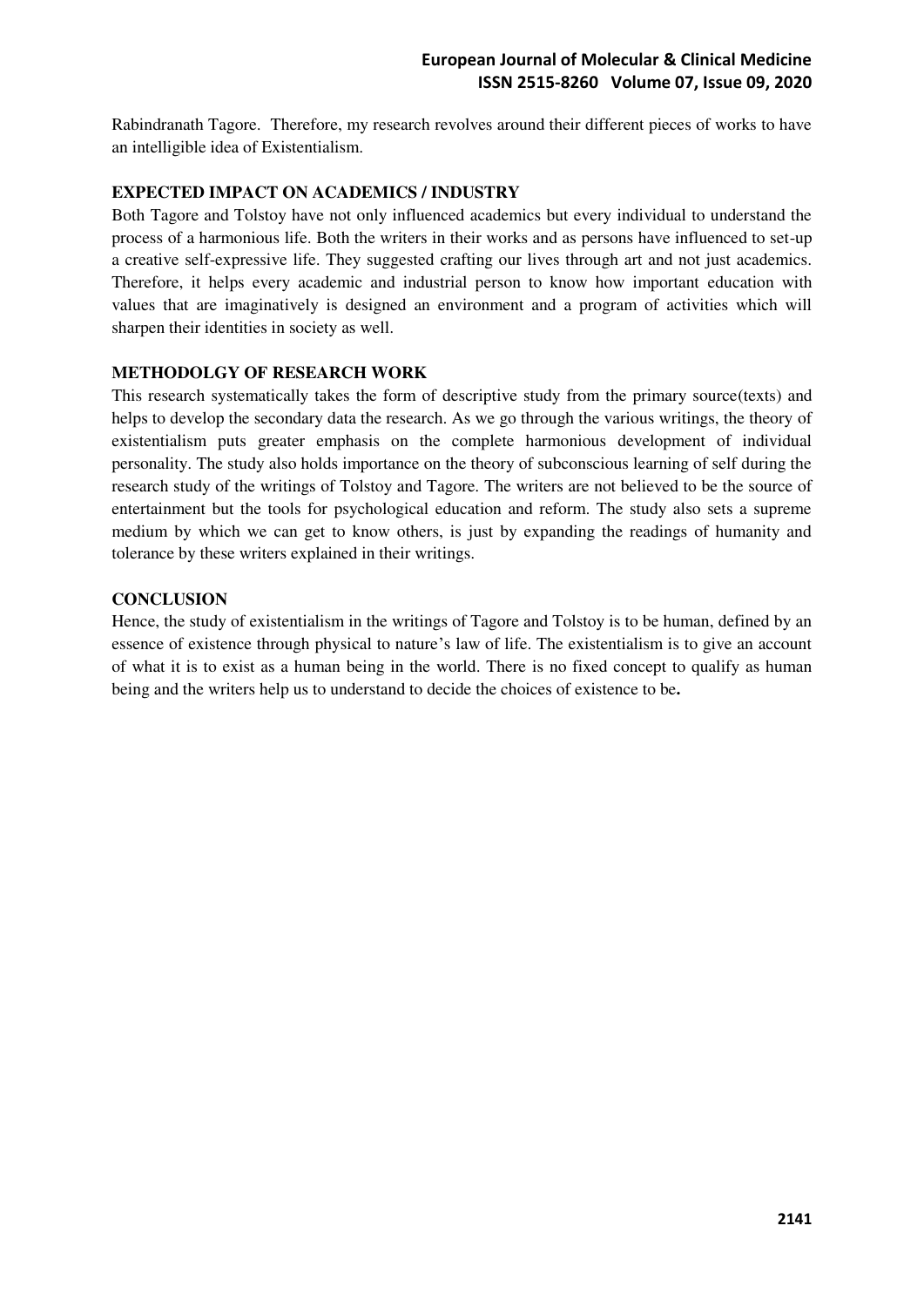Rabindranath Tagore. Therefore, my research revolves around their different pieces of works to have an intelligible idea of Existentialism.

## EXPECTED IMPACT ON ACADEMICS / INDUSTRY

Both Tagore and Tolstoy have not only influenced academics but every individual to understand the process of a harmonious life. Both the writers in their works and as persons have influenced to set-up a creative self-expressive life. They suggested crafting our lives through art and not just academics. Therefore, it helps every academic and industrial person to know how important education with values that are imaginatively is designed an environment and a program of activities which will sharpen their identities in society as well.

## METHODOLGY OF RESEARCH WORK

This research systematically takes the form of descriptive study from the primary source(texts) and helps to develop the secondary data the research. As we go through the various writings, the theory of existentialism puts greater emphasis on the complete harmonious development of individual personality. The study also holds importance on the theory of subconscious learning of self during the research study of the writings of Tolstoy and Tagore. The writers are not believed to be the source of entertainment but the tools for psychological education and reform. The study also sets a supreme medium by which we can get to know others, is just by expanding the readings of humanity and tolerance by these writers explained in their writings.

## CONCLUSION

Hence, the study of existentialism in the writings of Tagore and Tolstoy is to be human, defined by an essence of existence through physical to nature's law of life. The existentialism is to give an account of what it is to exist as a human being in the world. There is no fixed concept to qualify as human being and the writers help us to understand to decide the choices of existence to be**.**